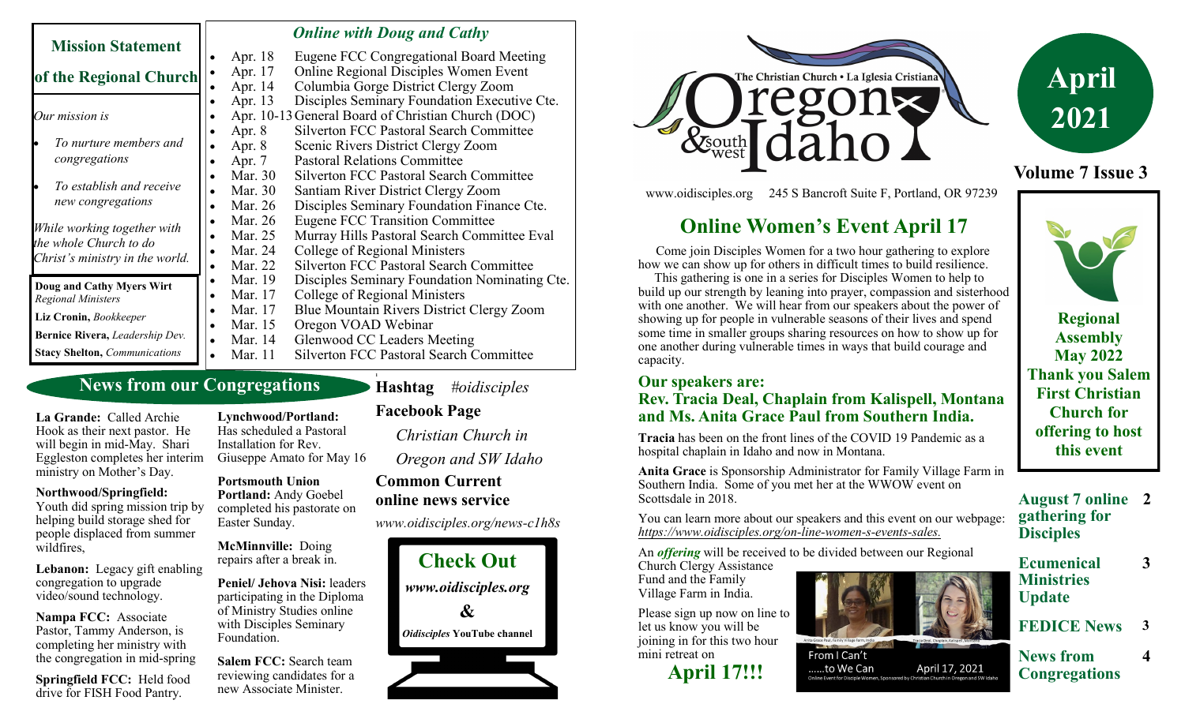## Mission Statement of the Regional Church

*Our mission is*

- *To nurture members and congregations*
- *To establish and receive new congregations*

*While working together with the whole Church to do Christ's ministry in the world.*

**Doug and Cathy Myers Wirt** *Regional Ministers*

**Liz Cronin,** *Bookkeeper*

**Bernice Rivera,** *Leadership Dev.*

**Stacy Shelton,** *Communications*

### *Online with Doug and Cathy*

- Apr. 18 Eugene FCC Congregational Board Meeting
- Apr. 17 Online Regional Disciples Women Event
- Apr. 14 Columbia Gorge District Clergy Zoom
- Apr. 13 Disciples Seminary Foundation Executive Cte.
- Apr. 10-13 General Board of Christian Church (DOC)
- Apr. 8 Silverton FCC Pastoral Search Committee
- Apr. 8 Scenic Rivers District Clergy Zoom
- Apr. 7 Pastoral Relations Committee
- Mar. 30 Silverton FCC Pastoral Search Committee
- Mar. 30 Santiam River District Clergy Zoom
- Mar. 26 Disciples Seminary Foundation Finance Cte.
- Mar. 26 Eugene FCC Transition Committee
- Mar. 25 Murray Hills Pastoral Search Committee Eval
- Mar. 24 College of Regional Ministers
- Mar. 22 Silverton FCC Pastoral Search Committee
- Mar. 19 Disciples Seminary Foundation Nominating Cte.
- Mar. 17 College of Regional Ministers
- Mar. 17 Blue Mountain Rivers District Clergy Zoom
- Mar. 15 Oregon VOAD Webinar
- Mar. 14 Glenwood CC Leaders Meeting
- Mar. 11 Silverton FCC Pastoral Search Committee

## News from our Congregations

**La Grande:** Called Archie Hook as their next pastor. He will begin in mid-May. Shari Eggleston completes her interim ministry on Mother's Day.

**Northwood/Springfield:** Youth did spring mission trip by helping build storage shed for people displaced from summer wildfires,

**Lebanon:** Legacy gift enabling congregation to upgrade video/sound technology.

**Nampa FCC:** Associate Pastor, Tammy Anderson, is completing her ministry with the congregation in mid-spring

**Springfield FCC:** Held food drive for FISH Food Pantry.

**Lynchwood/Portland:** Has scheduled a Pastoral Installation for Rev. Giuseppe Amato for May 16

**Portsmouth Union Portland:** Andy Goebel completed his pastorate on Easter Sunday.

**McMinnville:** Doing repairs after a break in.

**Peniel/ Jehova Nisi:** leaders participating in the Diploma of Ministry Studies online with Disciples Seminary Foundation.

**Salem FCC:** Search team reviewing candidates for a new Associate Minister.

**Hashtag** *#oidisciples*

**Facebook Page**

*Christian Church in Oregon and SW Idaho*

**Common Current online news service**

*www.oidisciples.org/news-c1h8s*

**Check Out**

***www.oidisciples.org***

**&**

***Oidisciples* YouTube channel**

The Christian Church • La Iglesia Cristiana — Oregon & southwest Idaho

www.oidisciples.org 245 S Bancroft Suite F, Portland, OR 97239

**April 2021**

**Volume 7 Issue 3**

# Online Women's Event April 17

Come join Disciples Women for a two hour gathering to explore how we can show up for others in difficult times to build resilience.

This gathering is one in a series for Disciples Women to help to build up our strength by leaning into prayer, compassion and sisterhood with one another. We will hear from our speakers about the power of showing up for people in vulnerable seasons of their lives and spend some time in smaller groups sharing resources on how to show up for one another during vulnerable times in ways that build courage and capacity.

### Our speakers are:
### Rev. Tracia Deal, Chaplain from Kalispell, Montana and Ms. Anita Grace Paul from Southern India.

**Tracia** has been on the front lines of the COVID 19 Pandemic as a hospital chaplain in Idaho and now in Montana.

**Anita Grace** is Sponsorship Administrator for Family Village Farm in Southern India. Some of you met her at the WWOW event on Scottsdale in 2018.

You can learn more about our speakers and this event on our webpage: *https://www.oidisciples.org/on-line-women-s-events-sales.*

An ***offering*** will be received to be divided between our Regional Church Clergy Assistance Fund and the Family Village Farm in India.

Please sign up now on line to let us know you will be joining in for this two hour mini retreat on

**April 17!!!**

From I Can't ......to We Can April 17, 2021

Online Event for Disciple Women, Sponsored by Christian Church in Oregon and SW Idaho

**Regional Assembly May 2022 Thank you Salem First Christian Church for offering to host this event**

| | |
|---|---|
| **August 7 online gathering for Disciples** | **2** |
| **Ecumenical Ministries Update** | **3** |
| **FEDICE News** | **3** |
| **News from Congregations** | **4** |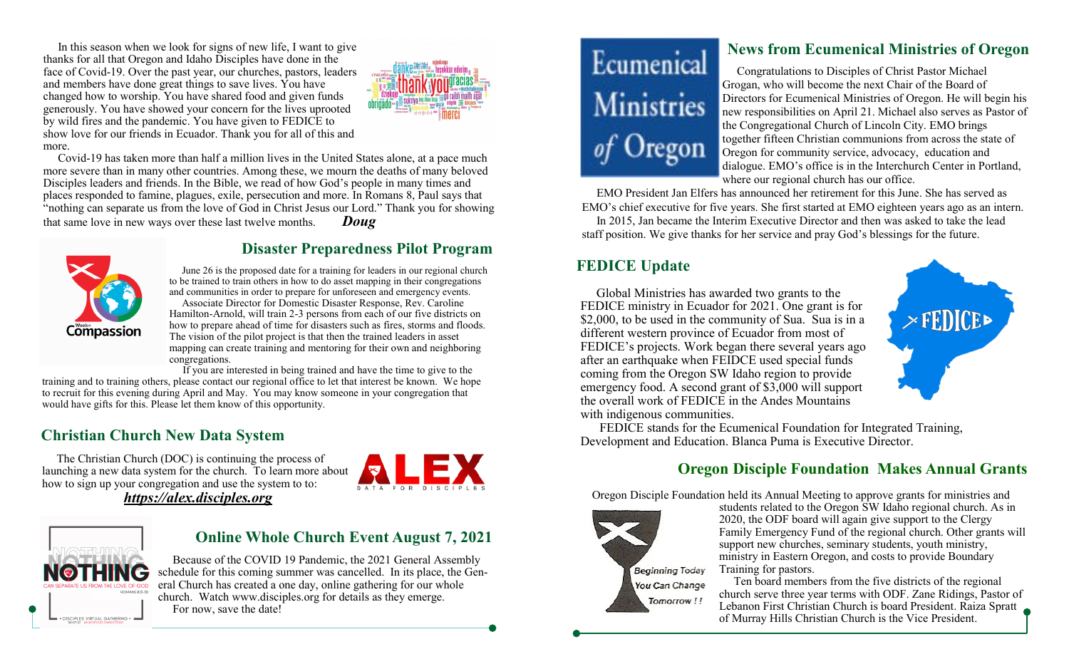In this season when we look for signs of new life, I want to give thanks for all that Oregon and Idaho Disciples have done in the face of Covid-19. Over the past year, our churches, pastors, leaders and members have done great things to save lives. You have changed how to worship. You have shared food and given funds generously. You have showed your concern for the lives uprooted by wild fires and the pandemic. You have given to FEDICE to show love for our friends in Ecuador. Thank you for all of this and more.

Covid-19 has taken more than half a million lives in the United States alone, at a pace much more severe than in many other countries. Among these, we mourn the deaths of many beloved Disciples leaders and friends. In the Bible, we read of how God's people in many times and places responded to famine, plagues, exile, persecution and more. In Romans 8, Paul says that "nothing can separate us from the love of God in Christ Jesus our Lord." Thank you for showing that same love in new ways over these last twelve months. ***Doug***

## Disaster Preparedness Pilot Program

June 26 is the proposed date for a training for leaders in our regional church to be trained to train others in how to do asset mapping in their congregations and communities in order to prepare for unforeseen and emergency events.

Associate Director for Domestic Disaster Response, Rev. Caroline Hamilton-Arnold, will train 2-3 persons from each of our five districts on how to prepare ahead of time for disasters such as fires, storms and floods. The vision of the pilot project is that then the trained leaders in asset mapping can create training and mentoring for their own and neighboring congregations.

If you are interested in being trained and have the time to give to the training and to training others, please contact our regional office to let that interest be known. We hope to recruit for this evening during April and May. You may know someone in your congregation that would have gifts for this. Please let them know of this opportunity.

## Christian Church New Data System

The Christian Church (DOC) is continuing the process of launching a new data system for the church. To learn more about how to sign up your congregation and use the system to go to:

***https://alex.disciples.org***

## Online Whole Church Event August 7, 2021

Because of the COVID 19 Pandemic, the 2021 General Assembly schedule for this coming summer was cancelled. In its place, the General Church has created a one day, online gathering for our whole church. Watch www.disciples.org for details as they emerge.

For now, save the date!

## News from Ecumenical Ministries of Oregon

Congratulations to Disciples of Christ Pastor Michael Grogan, who will become the next Chair of the Board of Directors for Ecumenical Ministries of Oregon. He will begin his new responsibilities on April 21. Michael also serves as Pastor of the Congregational Church of Lincoln City. EMO brings together fifteen Christian communions from across the state of Oregon for community service, advocacy, education and dialogue. EMO's office is in the Interchurch Center in Portland, where our regional church has our office.

EMO President Jan Elfers has announced her retirement for this June. She has served as EMO's chief executive for five years. She first started at EMO eighteen years ago as an intern.

In 2015, Jan became the Interim Executive Director and then was asked to take the lead staff position. We give thanks for her service and pray God's blessings for the future.

## FEDICE Update

Global Ministries has awarded two grants to the FEDICE ministry in Ecuador for 2021. One grant is for $2,000, to be used in the community of Sua. Sua is in a different western province of Ecuador from most of FEDICE's projects. Work began there several years ago after an earthquake when FEIDCE used special funds coming from the Oregon SW Idaho region to provide emergency food. A second grant of $3,000 will support the overall work of FEDICE in the Andes Mountains with indigenous communities.

FEDICE stands for the Ecumenical Foundation for Integrated Training, Development and Education. Blanca Puma is Executive Director.

## Oregon Disciple Foundation Makes Annual Grants

Oregon Disciple Foundation held its Annual Meeting to approve grants for ministries and students related to the Oregon SW Idaho regional church. As in 2020, the ODF board will again give support to the Clergy Family Emergency Fund of the regional church. Other grants will support new churches, seminary students, youth ministry, ministry in Eastern Oregon, and costs to provide Boundary Training for pastors.

Ten board members from the five districts of the regional church serve three year terms with ODF. Zane Ridings, Pastor of Lebanon First Christian Church is board President. Raiza Spratt of Murray Hills Christian Church is the Vice President.